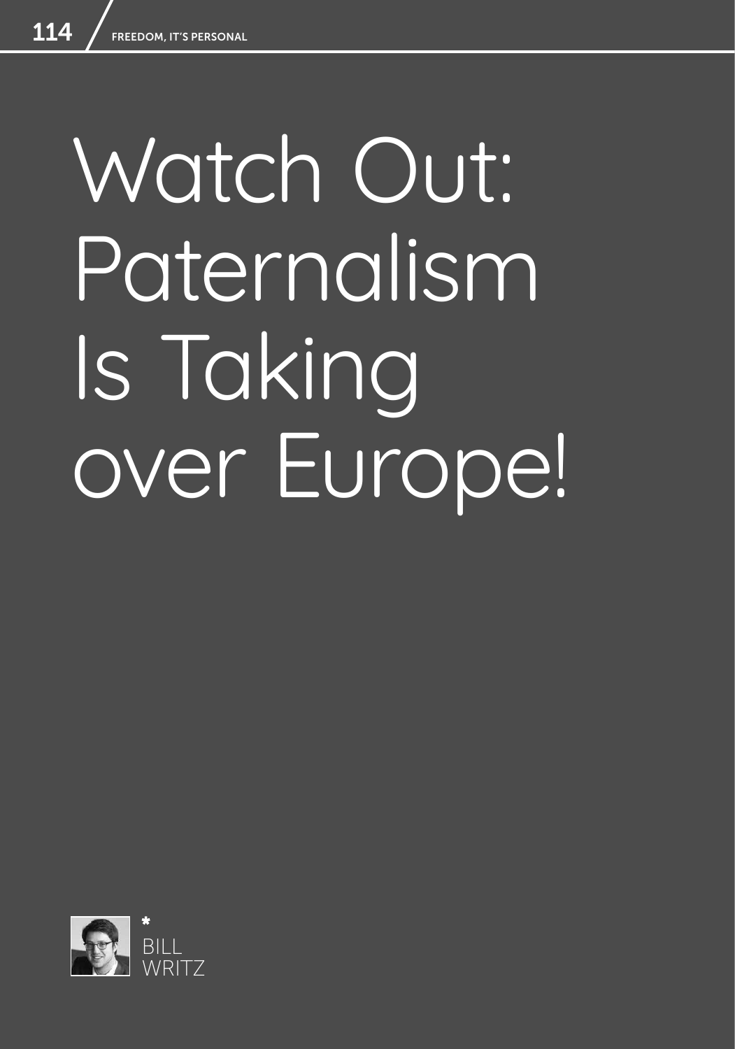# Watch Out: Paternalism Is Taking over Europe!

*

BILL WRITZ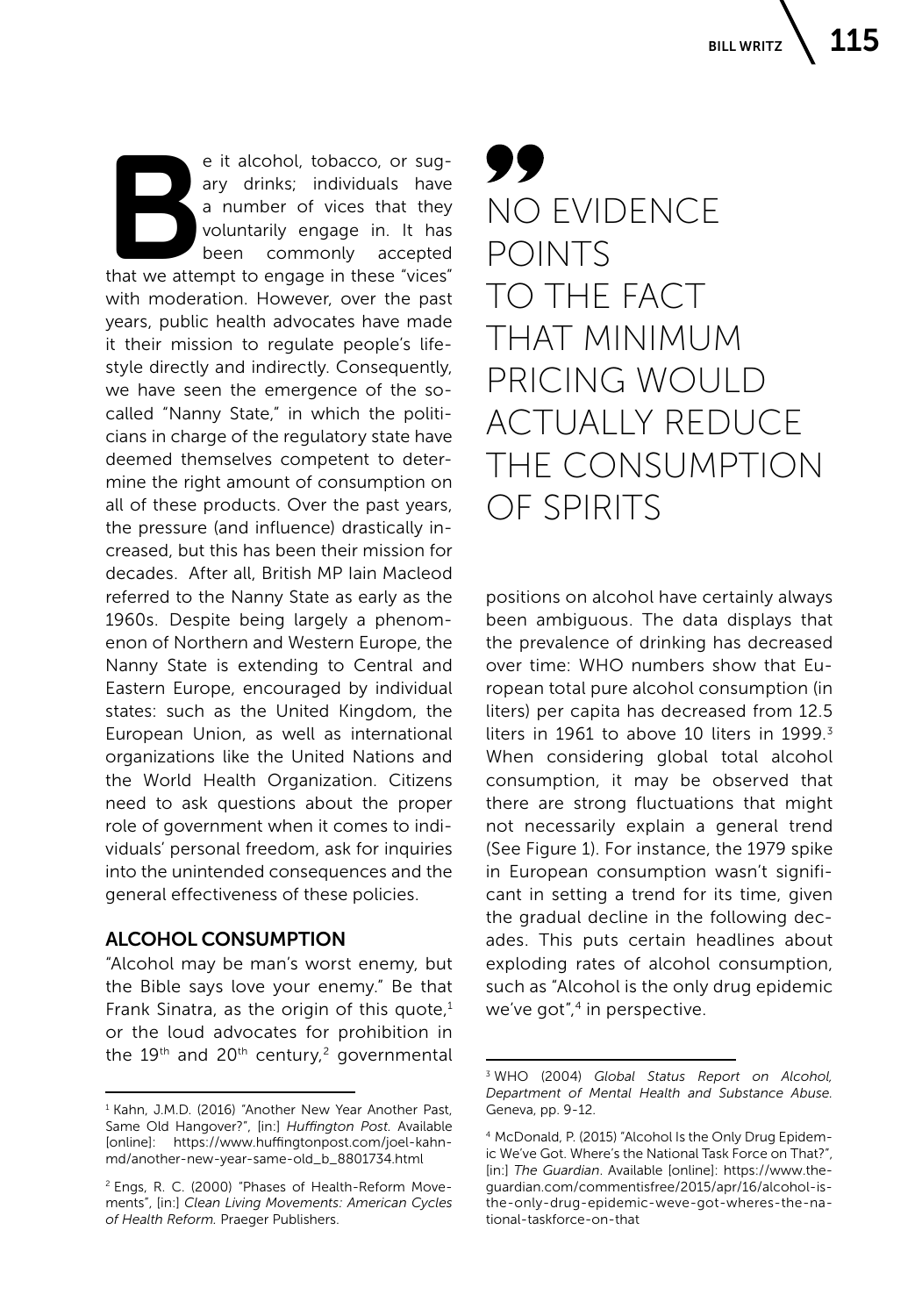Be it alcohol, tobacco, or sugary drinks; individuals have a number of vices that they voluntarily engage in. It has been commonly accepted that we attempt to engage in these "vices" with moderation. However, over the past years, public health advocates have made it their mission to regulate people's lifestyle directly and indirectly. Consequently, we have seen the emergence of the so-called "Nanny State," in which the politicians in charge of the regulatory state have deemed themselves competent to determine the right amount of consumption on all of these products. Over the past years, the pressure (and influence) drastically increased, but this has been their mission for decades. After all, British MP Iain Macleod referred to the Nanny State as early as the 1960s. Despite being largely a phenomenon of Northern and Western Europe, the Nanny State is extending to Central and Eastern Europe, encouraged by individual states: such as the United Kingdom, the European Union, as well as international organizations like the United Nations and the World Health Organization. Citizens need to ask questions about the proper role of government when it comes to individuals' personal freedom, ask for inquiries into the unintended consequences and the general effectiveness of these policies.

## ALCOHOL CONSUMPTION

"Alcohol may be man's worst enemy, but the Bible says love your enemy." Be that Frank Sinatra, as the origin of this quote,[1] or the loud advocates for prohibition in the 19th and 20th century,[2] governmental positions on alcohol have certainly always been ambiguous. The data displays that the prevalence of drinking has decreased over time: WHO numbers show that European total pure alcohol consumption (in liters) per capita has decreased from 12.5 liters in 1961 to above 10 liters in 1999.[3] When considering global total alcohol consumption, it may be observed that there are strong fluctuations that might not necessarily explain a general trend (See Figure 1). For instance, the 1979 spike in European consumption wasn't significant in setting a trend for its time, given the gradual decline in the following decades. This puts certain headlines about exploding rates of alcohol consumption, such as "Alcohol is the only drug epidemic we've got",[4] in perspective.

> NO EVIDENCE POINTS TO THE FACT THAT MINIMUM PRICING WOULD ACTUALLY REDUCE THE CONSUMPTION OF SPIRITS

---

[1] Kahn, J.M.D. (2016) "Another New Year Another Past, Same Old Hangover?", [in:] *Huffington Post*. Available [online]: https://www.huffingtonpost.com/joel-kahn-md/another-new-year-same-old_b_8801734.html

[2] Engs, R. C. (2000) "Phases of Health-Reform Movements", [in:] *Clean Living Movements: American Cycles of Health Reform.* Praeger Publishers.

[3] WHO (2004) *Global Status Report on Alcohol, Department of Mental Health and Substance Abuse.* Geneva, pp. 9-12.

[4] McDonald, P. (2015) "Alcohol Is the Only Drug Epidemic We've Got. Where's the National Task Force on That?", [in:] *The Guardian*. Available [online]: https://www.theguardian.com/commentisfree/2015/apr/16/alcohol-is-the-only-drug-epidemic-weve-got-wheres-the-national-taskforce-on-that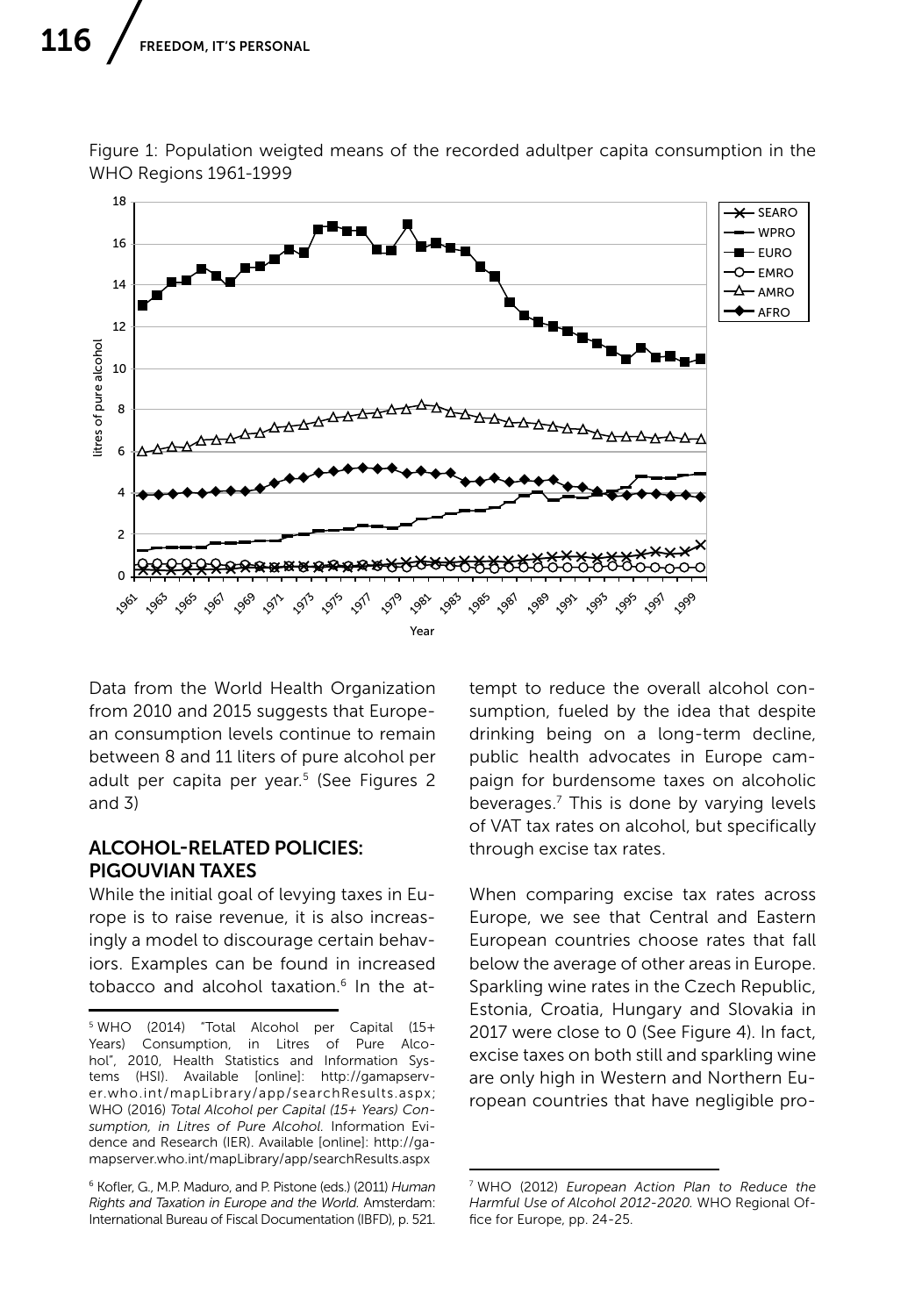Figure 1: Population weigted means of the recorded adultper capita consumption in the WHO Regions 1961-1999

Data from the World Health Organization from 2010 and 2015 suggests that European consumption levels continue to remain between 8 and 11 liters of pure alcohol per adult per capita per year.[5] (See Figures 2 and 3)

## ALCOHOL-RELATED POLICIES: PIGOUVIAN TAXES

While the initial goal of levying taxes in Europe is to raise revenue, it is also increasingly a model to discourage certain behaviors. Examples can be found in increased tobacco and alcohol taxation.[6] In the attempt to reduce the overall alcohol consumption, fueled by the idea that despite drinking being on a long-term decline, public health advocates in Europe campaign for burdensome taxes on alcoholic beverages.[7] This is done by varying levels of VAT tax rates on alcohol, but specifically through excise tax rates.

When comparing excise tax rates across Europe, we see that Central and Eastern European countries choose rates that fall below the average of other areas in Europe. Sparkling wine rates in the Czech Republic, Estonia, Croatia, Hungary and Slovakia in 2017 were close to 0 (See Figure 4). In fact, excise taxes on both still and sparkling wine are only high in Western and Northern European countries that have negligible pro-

---

[5] WHO (2014) "Total Alcohol per Capital (15+ Years) Consumption, in Litres of Pure Alcohol", 2010, Health Statistics and Information Systems (HSI). Available [online]: http://gamapserver.who.int/mapLibrary/app/searchResults.aspx; WHO (2016) *Total Alcohol per Capital (15+ Years) Consumption, in Litres of Pure Alcohol.* Information Evidence and Research (IER). Available [online]: http://gamapserver.who.int/mapLibrary/app/searchResults.aspx

[6] Kofler, G., M.P. Maduro, and P. Pistone (eds.) (2011) *Human Rights and Taxation in Europe and the World.* Amsterdam: International Bureau of Fiscal Documentation (IBFD), p. 521.

[7] WHO (2012) *European Action Plan to Reduce the Harmful Use of Alcohol 2012-2020.* WHO Regional Office for Europe, pp. 24-25.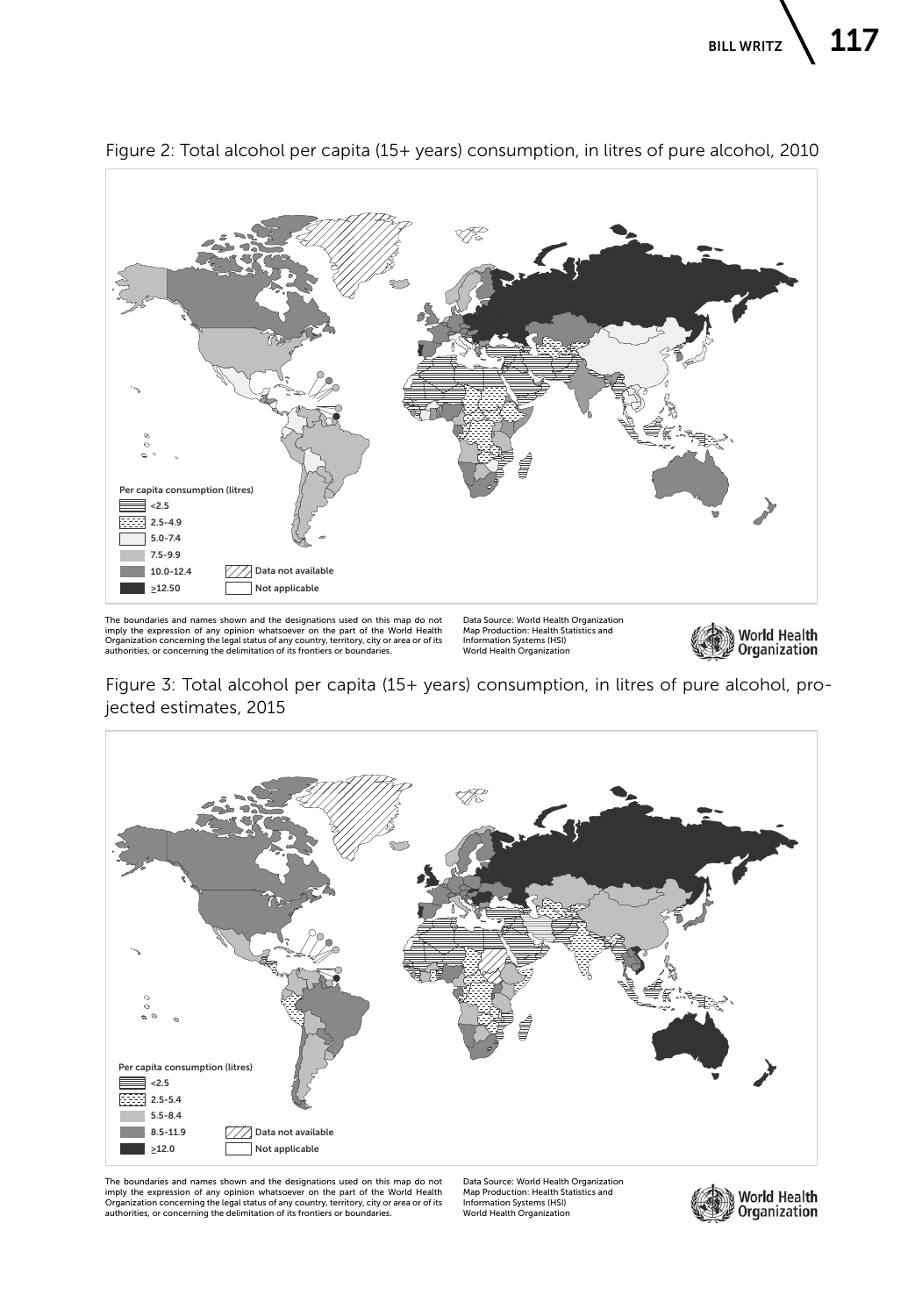Figure 2: Total alcohol per capita (15+ years) consumption, in litres of pure alcohol, 2010

Per capita consumption (litres)

- <2.5
- 2.5-4.9
- 5.0-7.4
- 7.5-9.9
- 10.0-12.4
- ≥12.50
- Data not available
- Not applicable

The boundaries and names shown and the designations used on this map do not imply the expression of any opinion whatsoever on the part of the World Health Organization concerning the legal status of any country, territory, city or area or of its authorities, or concerning the delimitation of its frontiers or boundaries.

Data Source: World Health Organization
Map Production: Health Statistics and Information Systems (HSI)
World Health Organization

World Health Organization

Figure 3: Total alcohol per capita (15+ years) consumption, in litres of pure alcohol, projected estimates, 2015

Per capita consumption (litres)

- <2.5
- 2.5-5.4
- 5.5-8.4
- 8.5-11.9
- ≥12.0
- Data not available
- Not applicable

The boundaries and names shown and the designations used on this map do not imply the expression of any opinion whatsoever on the part of the World Health Organization concerning the legal status of any country, territory, city or area or of its authorities, or concerning the delimitation of its frontiers or boundaries.

Data Source: World Health Organization
Map Production: Health Statistics and Information Systems (HSI)
World Health Organization

World Health Organization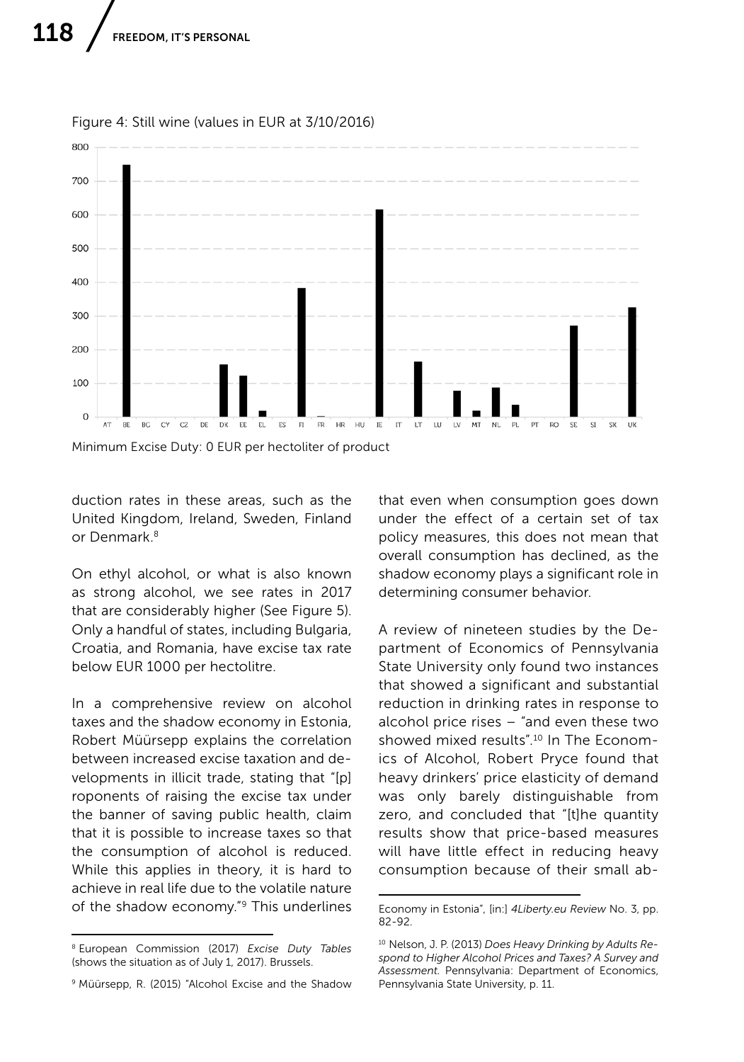Figure 4: Still wine (values in EUR at 3/10/2016)

Minimum Excise Duty: 0 EUR per hectoliter of product

duction rates in these areas, such as the United Kingdom, Ireland, Sweden, Finland or Denmark.[8]

On ethyl alcohol, or what is also known as strong alcohol, we see rates in 2017 that are considerably higher (See Figure 5). Only a handful of states, including Bulgaria, Croatia, and Romania, have excise tax rate below EUR 1000 per hectolitre.

In a comprehensive review on alcohol taxes and the shadow economy in Estonia, Robert Müürsepp explains the correlation between increased excise taxation and developments in illicit trade, stating that "[p]roponents of raising the excise tax under the banner of saving public health, claim that it is possible to increase taxes so that the consumption of alcohol is reduced. While this applies in theory, it is hard to achieve in real life due to the volatile nature of the shadow economy."[9] This underlines that even when consumption goes down under the effect of a certain set of tax policy measures, this does not mean that overall consumption has declined, as the shadow economy plays a significant role in determining consumer behavior.

A review of nineteen studies by the Department of Economics of Pennsylvania State University only found two instances that showed a significant and substantial reduction in drinking rates in response to alcohol price rises – "and even these two showed mixed results".[10] In The Economics of Alcohol, Robert Pryce found that heavy drinkers' price elasticity of demand was only barely distinguishable from zero, and concluded that "[t]he quantity results show that price-based measures will have little effect in reducing heavy consumption because of their small ab-

---

[8] European Commission (2017) *Excise Duty Tables* (shows the situation as of July 1, 2017). Brussels.

[9] Müürsepp, R. (2015) "Alcohol Excise and the Shadow Economy in Estonia", [in:] *4Liberty.eu Review* No. 3, pp. 82-92.

[10] Nelson, J. P. (2013) *Does Heavy Drinking by Adults Respond to Higher Alcohol Prices and Taxes? A Survey and Assessment.* Pennsylvania: Department of Economics, Pennsylvania State University, p. 11.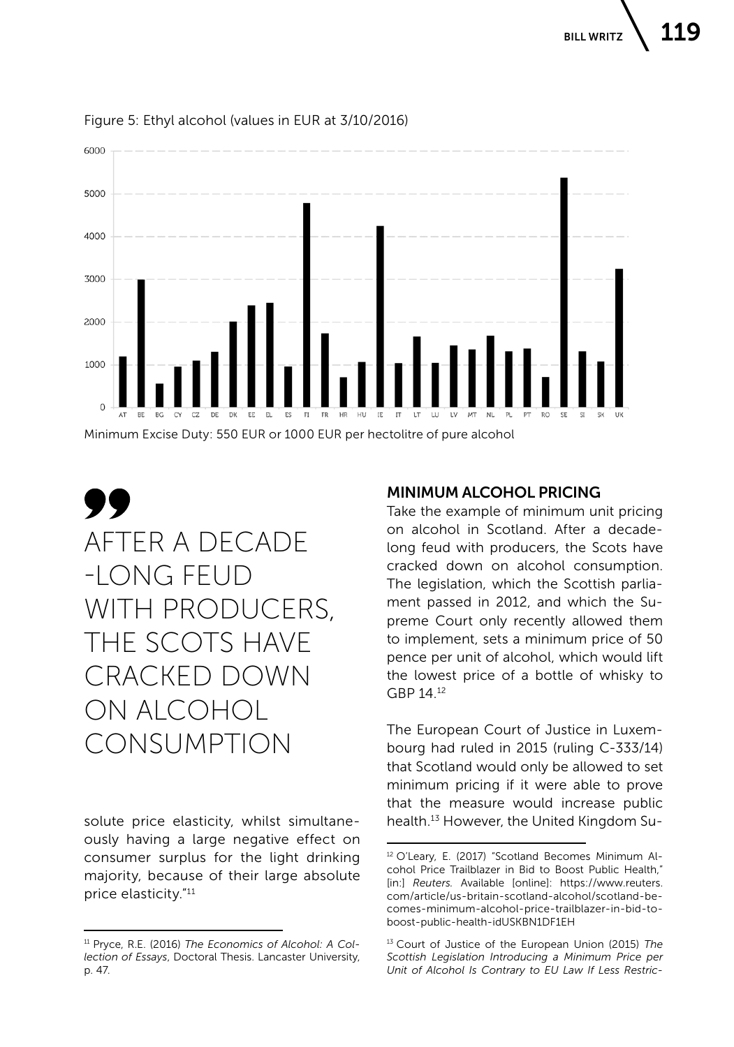Figure 5: Ethyl alcohol (values in EUR at 3/10/2016)

Minimum Excise Duty: 550 EUR or 1000 EUR per hectolitre of pure alcohol

> AFTER A DECADE -LONG FEUD WITH PRODUCERS, THE SCOTS HAVE CRACKED DOWN ON ALCOHOL CONSUMPTION

solute price elasticity, whilst simultaneously having a large negative effect on consumer surplus for the light drinking majority, because of their large absolute price elasticity."[11]

## MINIMUM ALCOHOL PRICING

Take the example of minimum unit pricing on alcohol in Scotland. After a decade-long feud with producers, the Scots have cracked down on alcohol consumption. The legislation, which the Scottish parliament passed in 2012, and which the Supreme Court only recently allowed them to implement, sets a minimum price of 50 pence per unit of alcohol, which would lift the lowest price of a bottle of whisky to GBP 14.[12]

The European Court of Justice in Luxembourg had ruled in 2015 (ruling C-333/14) that Scotland would only be allowed to set minimum pricing if it were able to prove that the measure would increase public health.[13] However, the United Kingdom Su-

[11] Pryce, R.E. (2016) *The Economics of Alcohol: A Collection of Essays*, Doctoral Thesis. Lancaster University, p. 47.

[12] O'Leary, E. (2017) "Scotland Becomes Minimum Alcohol Price Trailblazer in Bid to Boost Public Health," [in:] *Reuters.* Available [online]: https://www.reuters.com/article/us-britain-scotland-alcohol/scotland-becomes-minimum-alcohol-price-trailblazer-in-bid-to-boost-public-health-idUSKBN1DF1EH

[13] Court of Justice of the European Union (2015) *The Scottish Legislation Introducing a Minimum Price per Unit of Alcohol Is Contrary to EU Law If Less Restric-*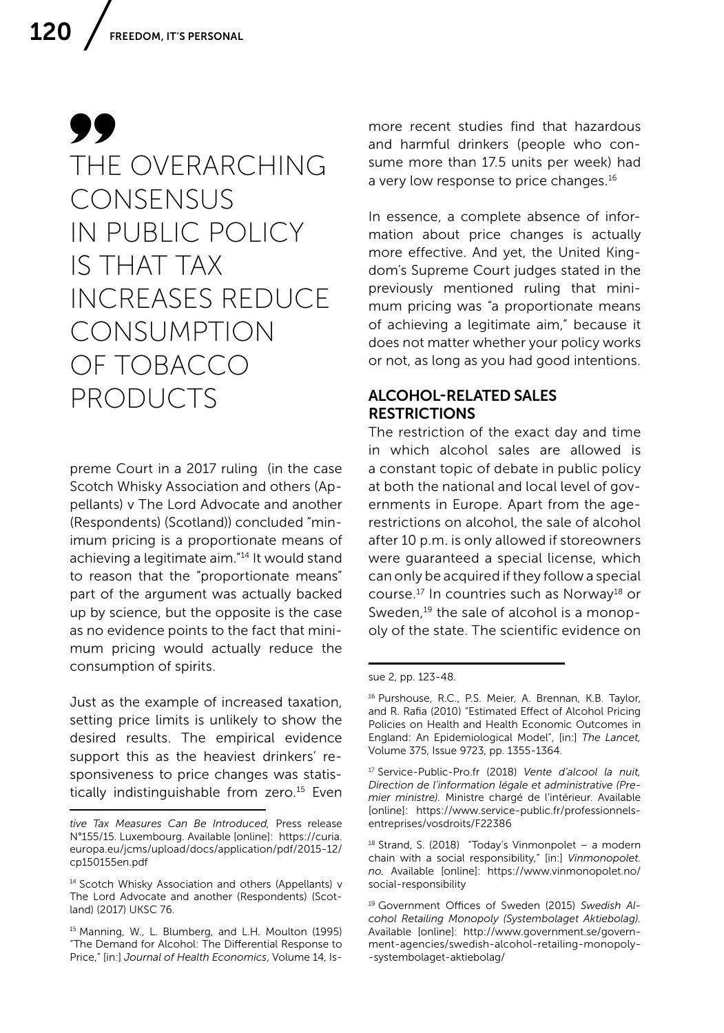> THE OVERARCHING CONSENSUS IN PUBLIC POLICY IS THAT TAX INCREASES REDUCE CONSUMPTION OF TOBACCO PRODUCTS

preme Court in a 2017 ruling (in the case Scotch Whisky Association and others (Appellants) v The Lord Advocate and another (Respondents) (Scotland)) concluded "minimum pricing is a proportionate means of achieving a legitimate aim."[14] It would stand to reason that the "proportionate means" part of the argument was actually backed up by science, but the opposite is the case as no evidence points to the fact that minimum pricing would actually reduce the consumption of spirits.

Just as the example of increased taxation, setting price limits is unlikely to show the desired results. The empirical evidence support this as the heaviest drinkers' responsiveness to price changes was statistically indistinguishable from zero.[15] Even more recent studies find that hazardous and harmful drinkers (people who consume more than 17.5 units per week) had a very low response to price changes.[16]

In essence, a complete absence of information about price changes is actually more effective. And yet, the United Kingdom's Supreme Court judges stated in the previously mentioned ruling that minimum pricing was "a proportionate means of achieving a legitimate aim," because it does not matter whether your policy works or not, as long as you had good intentions.

## ALCOHOL-RELATED SALES RESTRICTIONS

The restriction of the exact day and time in which alcohol sales are allowed is a constant topic of debate in public policy at both the national and local level of governments in Europe. Apart from the age-restrictions on alcohol, the sale of alcohol after 10 p.m. is only allowed if storeowners were guaranteed a special license, which can only be acquired if they follow a special course.[17] In countries such as Norway[18] or Sweden,[19] the sale of alcohol is a monopoly of the state. The scientific evidence on

---

*tive Tax Measures Can Be Introduced,* Press release N°155/15. Luxembourg. Available [online]: https://curia.europa.eu/jcms/upload/docs/application/pdf/2015-12/cp150155en.pdf

[14] Scotch Whisky Association and others (Appellants) v The Lord Advocate and another (Respondents) (Scotland) (2017) UKSC 76.

[15] Manning, W., L. Blumberg, and L.H. Moulton (1995) "The Demand for Alcohol: The Differential Response to Price," [in:] *Journal of Health Economics*, Volume 14, Issue 2, pp. 123-48.

[16] Purshouse, R.C., P.S. Meier, A. Brennan, K.B. Taylor, and R. Rafia (2010) "Estimated Effect of Alcohol Pricing Policies on Health and Health Economic Outcomes in England: An Epidemiological Model", [in:] *The Lancet,* Volume 375, Issue 9723, pp. 1355-1364.

[17] Service-Public-Pro.fr (2018) *Vente d'alcool la nuit, Direction de l'information légale et administrative (Premier ministre).* Ministre chargé de l'intérieur. Available [online]: https://www.service-public.fr/professionnels-entreprises/vosdroits/F22386

[18] Strand, S. (2018) "Today's Vinmonpolet – a modern chain with a social responsibility," [in:] *Vinmonopolet.no.* Available [online]: https://www.vinmonopolet.no/social-responsibility

[19] Government Offices of Sweden (2015) *Swedish Alcohol Retailing Monopoly (Systembolaget Aktiebolag).* Available [online]: http://www.government.se/government-agencies/swedish-alcohol-retailing-monopoly--systembolaget-aktiebolag/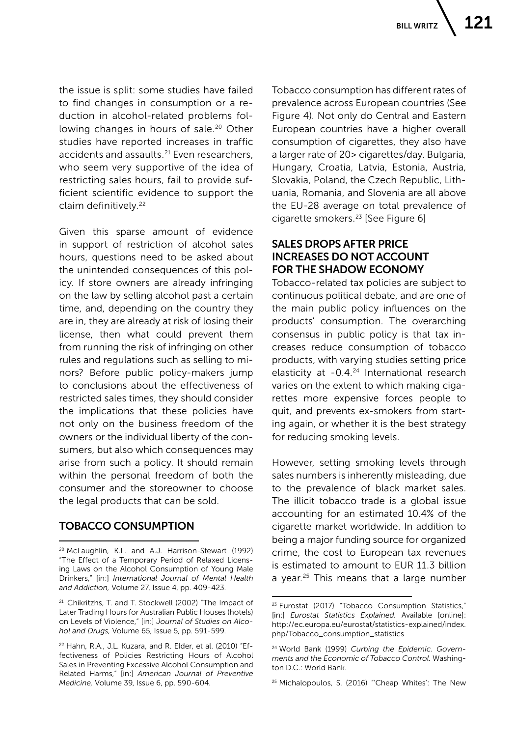the issue is split: some studies have failed to find changes in consumption or a reduction in alcohol-related problems following changes in hours of sale.[20] Other studies have reported increases in traffic accidents and assaults.[21] Even researchers, who seem very supportive of the idea of restricting sales hours, fail to provide sufficient scientific evidence to support the claim definitively.[22]

Given this sparse amount of evidence in support of restriction of alcohol sales hours, questions need to be asked about the unintended consequences of this policy. If store owners are already infringing on the law by selling alcohol past a certain time, and, depending on the country they are in, they are already at risk of losing their license, then what could prevent them from running the risk of infringing on other rules and regulations such as selling to minors? Before public policy-makers jump to conclusions about the effectiveness of restricted sales times, they should consider the implications that these policies have not only on the business freedom of the owners or the individual liberty of the consumers, but also which consequences may arise from such a policy. It should remain within the personal freedom of both the consumer and the storeowner to choose the legal products that can be sold.

## TOBACCO CONSUMPTION

Tobacco consumption has different rates of prevalence across European countries (See Figure 4). Not only do Central and Eastern European countries have a higher overall consumption of cigarettes, they also have a larger rate of 20> cigarettes/day. Bulgaria, Hungary, Croatia, Latvia, Estonia, Austria, Slovakia, Poland, the Czech Republic, Lithuania, Romania, and Slovenia are all above the EU-28 average on total prevalence of cigarette smokers.[23] [See Figure 6]

## SALES DROPS AFTER PRICE INCREASES DO NOT ACCOUNT FOR THE SHADOW ECONOMY

Tobacco-related tax policies are subject to continuous political debate, and are one of the main public policy influences on the products' consumption. The overarching consensus in public policy is that tax increases reduce consumption of tobacco products, with varying studies setting price elasticity at -0.4.[24] International research varies on the extent to which making cigarettes more expensive forces people to quit, and prevents ex-smokers from starting again, or whether it is the best strategy for reducing smoking levels.

However, setting smoking levels through sales numbers is inherently misleading, due to the prevalence of black market sales. The illicit tobacco trade is a global issue accounting for an estimated 10.4% of the cigarette market worldwide. In addition to being a major funding source for organized crime, the cost to European tax revenues is estimated to amount to EUR 11.3 billion a year.[25] This means that a large number

---

[20] McLaughlin, K.L. and A.J. Harrison-Stewart (1992) "The Effect of a Temporary Period of Relaxed Licensing Laws on the Alcohol Consumption of Young Male Drinkers," [in:] *International Journal of Mental Health and Addiction,* Volume 27, Issue 4, pp. 409-423.

[21] Chikritzhs, T. and T. Stockwell (2002) "The Impact of Later Trading Hours for Australian Public Houses (hotels) on Levels of Violence," [in:] *Journal of Studies on Alcohol and Drugs,* Volume 65, Issue 5, pp. 591-599.

[22] Hahn, R.A., J.L. Kuzara, and R. Elder, et al. (2010) "Effectiveness of Policies Restricting Hours of Alcohol Sales in Preventing Excessive Alcohol Consumption and Related Harms," [in:] *American Journal of Preventive Medicine,* Volume 39, Issue 6, pp. 590-604.

[23] Eurostat (2017) "Tobacco Consumption Statistics," [in:] *Eurostat Statistics Explained.* Available [online]: http://ec.europa.eu/eurostat/statistics-explained/index.php/Tobacco_consumption_statistics

[24] World Bank (1999) *Curbing the Epidemic. Governments and the Economic of Tobacco Control.* Washington D.C.: World Bank.

[25] Michalopoulos, S. (2016) "'Cheap Whites': The New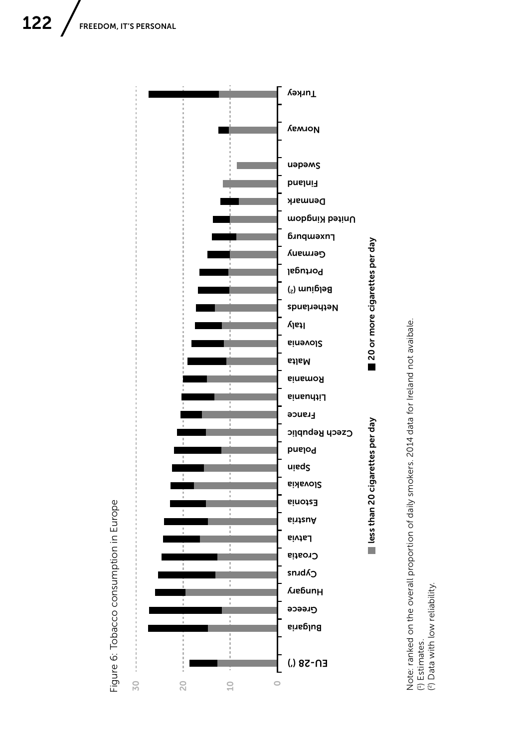Figure 6: Tobacco consumption in Europe

■ less than 20 cigarettes per day ■ 20 or more cigarettes per day

Note: ranked on the overall proportion of daily smokers. 2014 data for Ireland not avaibale.
(1) Estimates.
(2) Data with low reliability.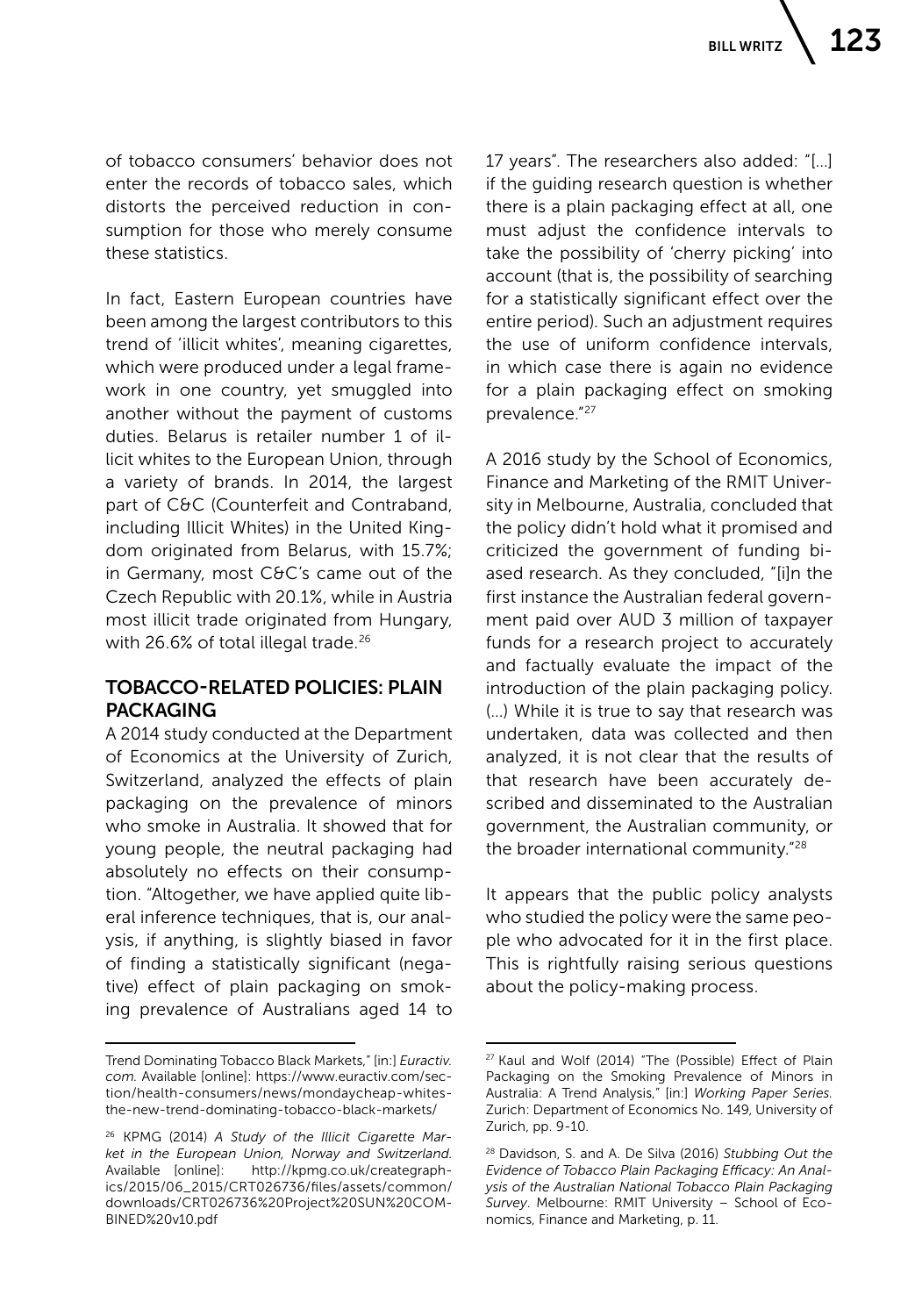of tobacco consumers' behavior does not enter the records of tobacco sales, which distorts the perceived reduction in consumption for those who merely consume these statistics.

In fact, Eastern European countries have been among the largest contributors to this trend of 'illicit whites', meaning cigarettes, which were produced under a legal framework in one country, yet smuggled into another without the payment of customs duties. Belarus is retailer number 1 of illicit whites to the European Union, through a variety of brands. In 2014, the largest part of C&C (Counterfeit and Contraband, including Illicit Whites) in the United Kingdom originated from Belarus, with 15.7%; in Germany, most C&C's came out of the Czech Republic with 20.1%, while in Austria most illicit trade originated from Hungary, with 26.6% of total illegal trade.[26]

## TOBACCO-RELATED POLICIES: PLAIN PACKAGING

A 2014 study conducted at the Department of Economics at the University of Zurich, Switzerland, analyzed the effects of plain packaging on the prevalence of minors who smoke in Australia. It showed that for young people, the neutral packaging had absolutely no effects on their consumption. "Altogether, we have applied quite liberal inference techniques, that is, our analysis, if anything, is slightly biased in favor of finding a statistically significant (negative) effect of plain packaging on smoking prevalence of Australians aged 14 to 17 years". The researchers also added: "[…] if the guiding research question is whether there is a plain packaging effect at all, one must adjust the confidence intervals to take the possibility of 'cherry picking' into account (that is, the possibility of searching for a statistically significant effect over the entire period). Such an adjustment requires the use of uniform confidence intervals, in which case there is again no evidence for a plain packaging effect on smoking prevalence."[27]

A 2016 study by the School of Economics, Finance and Marketing of the RMIT University in Melbourne, Australia, concluded that the policy didn't hold what it promised and criticized the government of funding biased research. As they concluded, "[i]n the first instance the Australian federal government paid over AUD 3 million of taxpayer funds for a research project to accurately and factually evaluate the impact of the introduction of the plain packaging policy. (…) While it is true to say that research was undertaken, data was collected and then analyzed, it is not clear that the results of that research have been accurately described and disseminated to the Australian government, the Australian community, or the broader international community."[28]

It appears that the public policy analysts who studied the policy were the same people who advocated for it in the first place. This is rightfully raising serious questions about the policy-making process.

---

Trend Dominating Tobacco Black Markets," [in:] *Euractiv.com.* Available [online]: https://www.euractiv.com/section/health-consumers/news/mondaycheap-whites-the-new-trend-dominating-tobacco-black-markets/

[26] KPMG (2014) *A Study of the Illicit Cigarette Market in the European Union, Norway and Switzerland.* Available [online]: http://kpmg.co.uk/creategraphics/2015/06_2015/CRT026736/files/assets/common/downloads/CRT026736%20Project%20SUN%20COMBINED%20v10.pdf

[27] Kaul and Wolf (2014) "The (Possible) Effect of Plain Packaging on the Smoking Prevalence of Minors in Australia: A Trend Analysis," [in:] *Working Paper Series.* Zurich: Department of Economics No. 149, University of Zurich, pp. 9-10.

[28] Davidson, S. and A. De Silva (2016) *Stubbing Out the Evidence of Tobacco Plain Packaging Efficacy: An Analysis of the Australian National Tobacco Plain Packaging Survey*. Melbourne: RMIT University – School of Economics, Finance and Marketing, p. 11.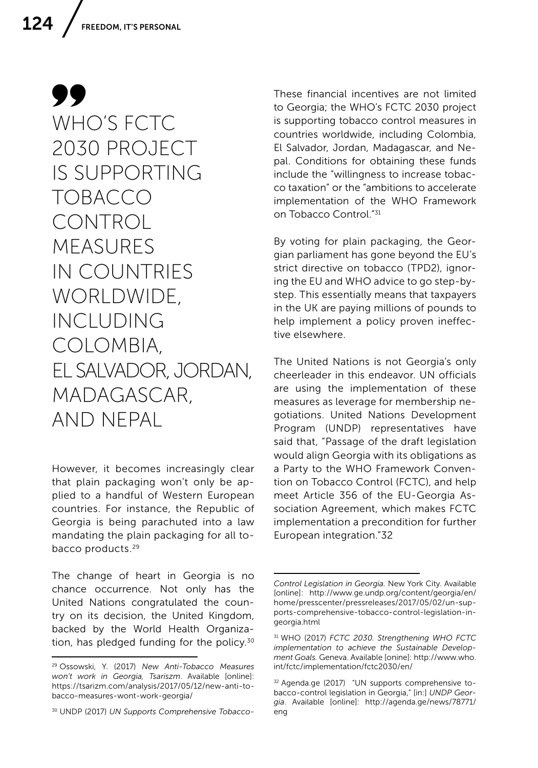> WHO'S FCTC 2030 PROJECT IS SUPPORTING TOBACCO CONTROL MEASURES IN COUNTRIES WORLDWIDE, INCLUDING COLOMBIA, EL SALVADOR, JORDAN, MADAGASCAR, AND NEPAL

However, it becomes increasingly clear that plain packaging won't only be applied to a handful of Western European countries. For instance, the Republic of Georgia is being parachuted into a law mandating the plain packaging for all tobacco products.[29]

The change of heart in Georgia is no chance occurrence. Not only has the United Nations congratulated the country on its decision, the United Kingdom, backed by the World Health Organization, has pledged funding for the policy.[30]

These financial incentives are not limited to Georgia; the WHO's FCTC 2030 project is supporting tobacco control measures in countries worldwide, including Colombia, El Salvador, Jordan, Madagascar, and Nepal. Conditions for obtaining these funds include the "willingness to increase tobacco taxation" or the "ambitions to accelerate implementation of the WHO Framework on Tobacco Control."[31]

By voting for plain packaging, the Georgian parliament has gone beyond the EU's strict directive on tobacco (TPD2), ignoring the EU and WHO advice to go step-by-step. This essentially means that taxpayers in the UK are paying millions of pounds to help implement a policy proven ineffective elsewhere.

The United Nations is not Georgia's only cheerleader in this endeavor. UN officials are using the implementation of these measures as leverage for membership negotiations. United Nations Development Program (UNDP) representatives have said that, "Passage of the draft legislation would align Georgia with its obligations as a Party to the WHO Framework Convention on Tobacco Control (FCTC), and help meet Article 356 of the EU-Georgia Association Agreement, which makes FCTC implementation a precondition for further European integration."32

---

[29] Ossowski, Y. (2017) *New Anti-Tobacco Measures won't work in Georgia, Tsariszm*. Available [online]: https://tsarizm.com/analysis/2017/05/12/new-anti-tobacco-measures-wont-work-georgia/

[30] UNDP (2017) *UN Supports Comprehensive Tobacco-Control Legislation in Georgia.* New York City. Available [online]: http://www.ge.undp.org/content/georgia/en/home/presscenter/pressreleases/2017/05/02/un-supports-comprehensive-tobacco-control-legislation-in-georgia.html

[31] WHO (2017) *FCTC 2030. Strengthening WHO FCTC implementation to achieve the Sustainable Development Goals.* Geneva. Available [onine]: http://www.who.int/fctc/implementation/fctc2030/en/

[32] Agenda.ge (2017) "UN supports comprehensive tobacco-control legislation in Georgia," [in:] *UNDP Georgia*. Available [online]: http://agenda.ge/news/78771/eng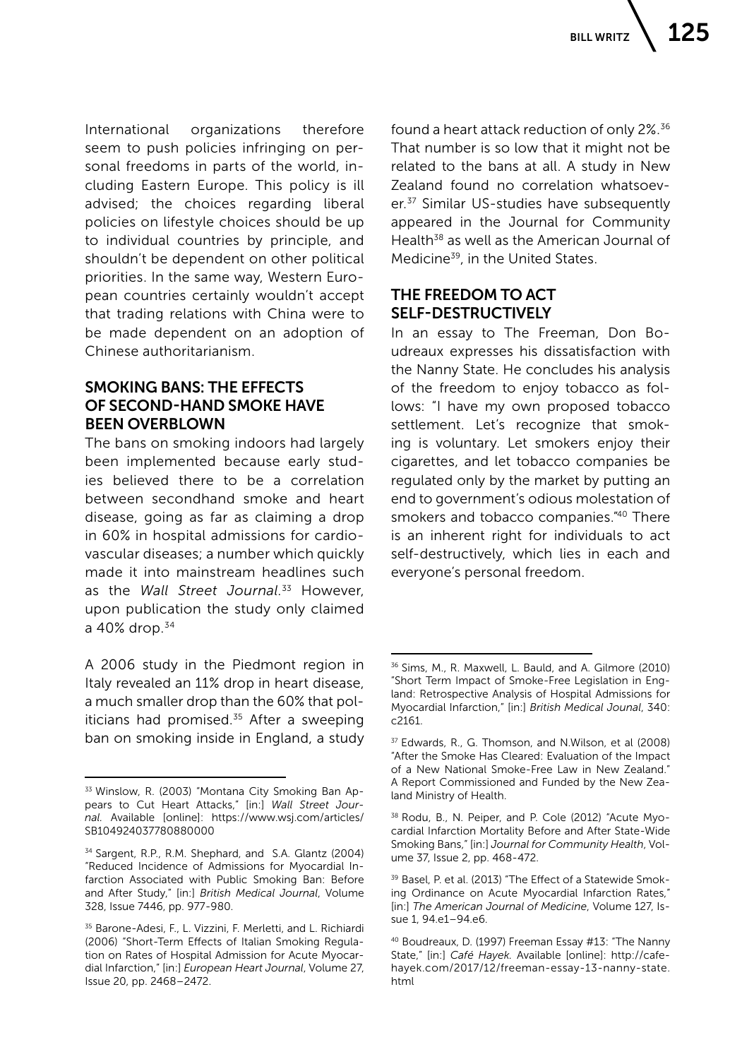International organizations therefore seem to push policies infringing on personal freedoms in parts of the world, including Eastern Europe. This policy is ill advised; the choices regarding liberal policies on lifestyle choices should be up to individual countries by principle, and shouldn't be dependent on other political priorities. In the same way, Western European countries certainly wouldn't accept that trading relations with China were to be made dependent on an adoption of Chinese authoritarianism.

## SMOKING BANS: THE EFFECTS OF SECOND-HAND SMOKE HAVE BEEN OVERBLOWN

The bans on smoking indoors had largely been implemented because early studies believed there to be a correlation between secondhand smoke and heart disease, going as far as claiming a drop in 60% in hospital admissions for cardiovascular diseases; a number which quickly made it into mainstream headlines such as the *Wall Street Journal*.[33] However, upon publication the study only claimed a 40% drop.[34]

A 2006 study in the Piedmont region in Italy revealed an 11% drop in heart disease, a much smaller drop than the 60% that politicians had promised.[35] After a sweeping ban on smoking inside in England, a study found a heart attack reduction of only 2%.[36] That number is so low that it might not be related to the bans at all. A study in New Zealand found no correlation whatsoever.[37] Similar US-studies have subsequently appeared in the Journal for Community Health[38] as well as the American Journal of Medicine[39], in the United States.

## THE FREEDOM TO ACT SELF-DESTRUCTIVELY

In an essay to The Freeman, Don Boudreaux expresses his dissatisfaction with the Nanny State. He concludes his analysis of the freedom to enjoy tobacco as follows: "I have my own proposed tobacco settlement. Let's recognize that smoking is voluntary. Let smokers enjoy their cigarettes, and let tobacco companies be regulated only by the market by putting an end to government's odious molestation of smokers and tobacco companies."[40] There is an inherent right for individuals to act self-destructively, which lies in each and everyone's personal freedom.

---

[33] Winslow, R. (2003) "Montana City Smoking Ban Appears to Cut Heart Attacks," [in:] *Wall Street Journal*. Available [online]: https://www.wsj.com/articles/SB104924037780880000

[34] Sargent, R.P., R.M. Shephard, and S.A. Glantz (2004) "Reduced Incidence of Admissions for Myocardial Infarction Associated with Public Smoking Ban: Before and After Study," [in:] *British Medical Journal*, Volume 328, Issue 7446, pp. 977-980.

[35] Barone-Adesi, F., L. Vizzini, F. Merletti, and L. Richiardi (2006) "Short-Term Effects of Italian Smoking Regulation on Rates of Hospital Admission for Acute Myocardial Infarction," [in:] *European Heart Journal*, Volume 27, Issue 20, pp. 2468–2472.

[36] Sims, M., R. Maxwell, L. Bauld, and A. Gilmore (2010) "Short Term Impact of Smoke-Free Legislation in England: Retrospective Analysis of Hospital Admissions for Myocardial Infarction," [in:] *British Medical Jounal*, 340: c2161.

[37] Edwards, R., G. Thomson, and N.Wilson, et al (2008) "After the Smoke Has Cleared: Evaluation of the Impact of a New National Smoke-Free Law in New Zealand." A Report Commissioned and Funded by the New Zealand Ministry of Health.

[38] Rodu, B., N. Peiper, and P. Cole (2012) "Acute Myocardial Infarction Mortality Before and After State-Wide Smoking Bans," [in:] *Journal for Community Health*, Volume 37, Issue 2, pp. 468-472.

[39] Basel, P. et al. (2013) "The Effect of a Statewide Smoking Ordinance on Acute Myocardial Infarction Rates," [in:] *The American Journal of Medicine*, Volume 127, Issue 1, 94.e1–94.e6.

[40] Boudreaux, D. (1997) Freeman Essay #13: "The Nanny State," [in:] *Café Hayek*. Available [online]: http://cafehayek.com/2017/12/freeman-essay-13-nanny-state.html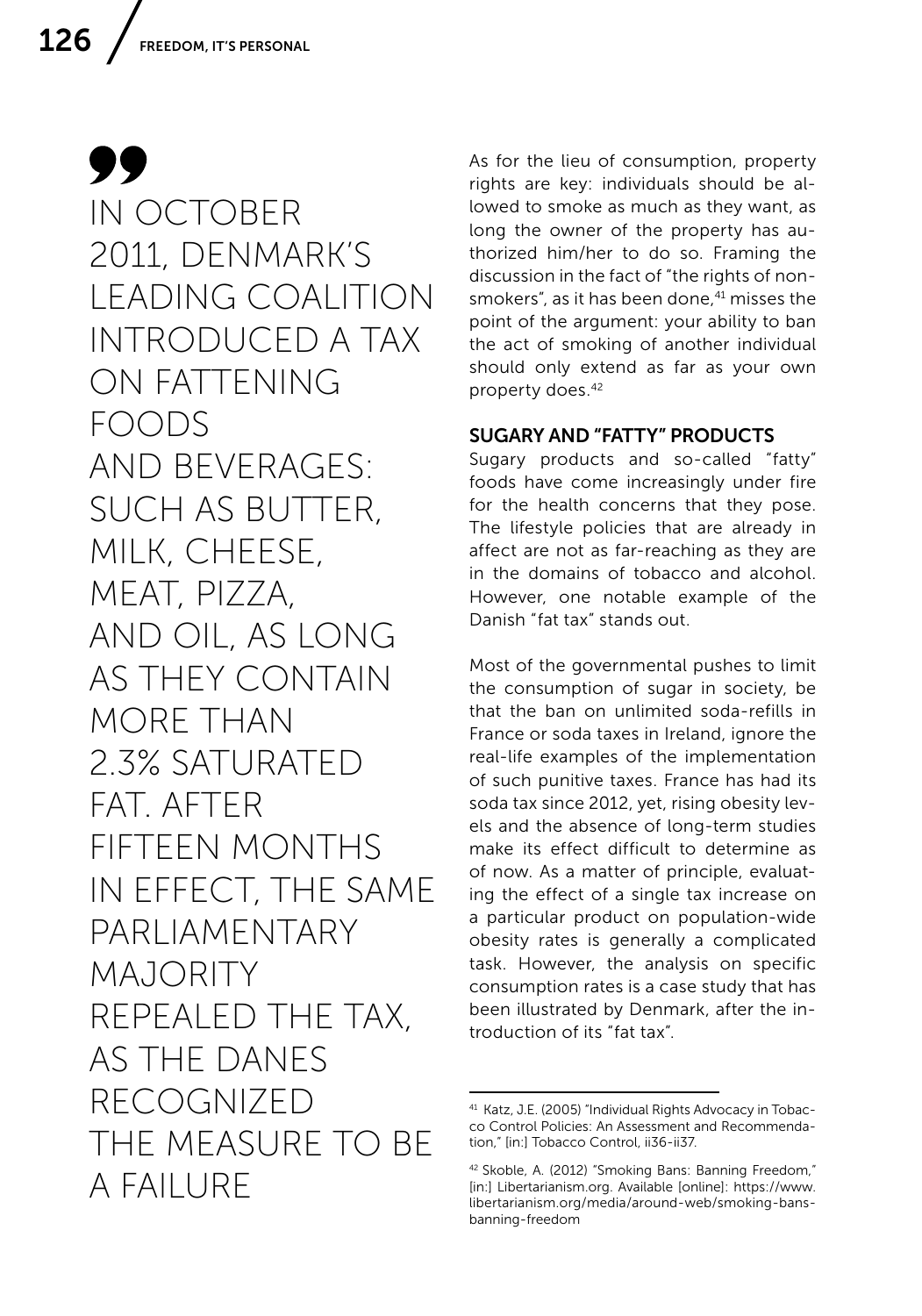> IN OCTOBER 2011, DENMARK'S LEADING COALITION INTRODUCED A TAX ON FATTENING FOODS AND BEVERAGES: SUCH AS BUTTER, MILK, CHEESE, MEAT, PIZZA, AND OIL, AS LONG AS THEY CONTAIN MORE THAN 2.3% SATURATED FAT. AFTER FIFTEEN MONTHS IN EFFECT, THE SAME PARLIAMENTARY MAJORITY REPEALED THE TAX, AS THE DANES RECOGNIZED THE MEASURE TO BE A FAILURE

As for the lieu of consumption, property rights are key: individuals should be allowed to smoke as much as they want, as long the owner of the property has authorized him/her to do so. Framing the discussion in the fact of "the rights of non-smokers", as it has been done,[41] misses the point of the argument: your ability to ban the act of smoking of another individual should only extend as far as your own property does.[42]

## SUGARY AND "FATTY" PRODUCTS

Sugary products and so-called "fatty" foods have come increasingly under fire for the health concerns that they pose. The lifestyle policies that are already in affect are not as far-reaching as they are in the domains of tobacco and alcohol. However, one notable example of the Danish "fat tax" stands out.

Most of the governmental pushes to limit the consumption of sugar in society, be that the ban on unlimited soda-refills in France or soda taxes in Ireland, ignore the real-life examples of the implementation of such punitive taxes. France has had its soda tax since 2012, yet, rising obesity levels and the absence of long-term studies make its effect difficult to determine as of now. As a matter of principle, evaluating the effect of a single tax increase on a particular product on population-wide obesity rates is generally a complicated task. However, the analysis on specific consumption rates is a case study that has been illustrated by Denmark, after the introduction of its "fat tax".

---

[41] Katz, J.E. (2005) "Individual Rights Advocacy in Tobacco Control Policies: An Assessment and Recommendation," [in:] Tobacco Control, ii36-ii37.

[42] Skoble, A. (2012) "Smoking Bans: Banning Freedom," [in:] Libertarianism.org. Available [online]: https://www.libertarianism.org/media/around-web/smoking-bans-banning-freedom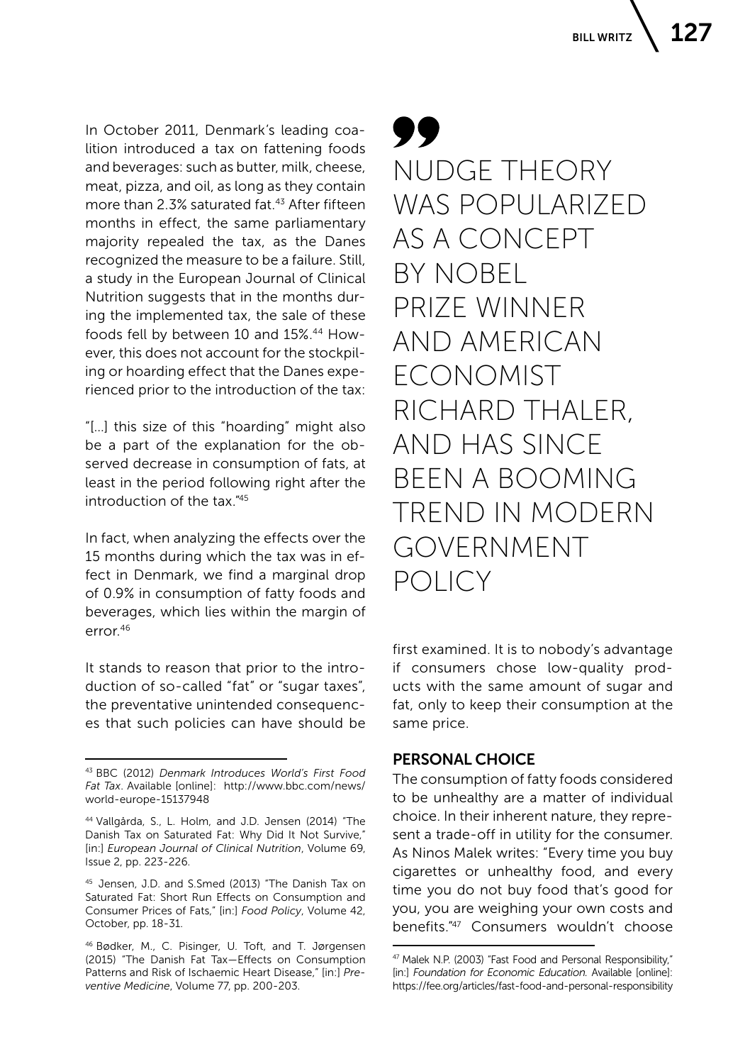In October 2011, Denmark's leading coalition introduced a tax on fattening foods and beverages: such as butter, milk, cheese, meat, pizza, and oil, as long as they contain more than 2.3% saturated fat.[43] After fifteen months in effect, the same parliamentary majority repealed the tax, as the Danes recognized the measure to be a failure. Still, a study in the European Journal of Clinical Nutrition suggests that in the months during the implemented tax, the sale of these foods fell by between 10 and 15%.[44] However, this does not account for the stockpiling or hoarding effect that the Danes experienced prior to the introduction of the tax:

"[...] this size of this "hoarding" might also be a part of the explanation for the observed decrease in consumption of fats, at least in the period following right after the introduction of the tax."[45]

In fact, when analyzing the effects over the 15 months during which the tax was in effect in Denmark, we find a marginal drop of 0.9% in consumption of fatty foods and beverages, which lies within the margin of error.[46]

It stands to reason that prior to the introduction of so-called "fat" or "sugar taxes", the preventative unintended consequences that such policies can have should be first examined. It is to nobody's advantage if consumers chose low-quality products with the same amount of sugar and fat, only to keep their consumption at the same price.

> NUDGE THEORY WAS POPULARIZED AS A CONCEPT BY NOBEL PRIZE WINNER AND AMERICAN ECONOMIST RICHARD THALER, AND HAS SINCE BEEN A BOOMING TREND IN MODERN GOVERNMENT POLICY

## PERSONAL CHOICE

The consumption of fatty foods considered to be unhealthy are a matter of individual choice. In their inherent nature, they represent a trade-off in utility for the consumer. As Ninos Malek writes: "Every time you buy cigarettes or unhealthy food, and every time you do not buy food that's good for you, you are weighing your own costs and benefits."[47] Consumers wouldn't choose

---

[43] BBC (2012) *Denmark Introduces World's First Food Fat Tax*. Available [online]: http://www.bbc.com/news/world-europe-15137948

[44] Vallgårda, S., L. Holm, and J.D. Jensen (2014) "The Danish Tax on Saturated Fat: Why Did It Not Survive," [in:] *European Journal of Clinical Nutrition*, Volume 69, Issue 2, pp. 223-226.

[45] Jensen, J.D. and S.Smed (2013) "The Danish Tax on Saturated Fat: Short Run Effects on Consumption and Consumer Prices of Fats," [in:] *Food Policy*, Volume 42, October, pp. 18-31.

[46] Bødker, M., C. Pisinger, U. Toft, and T. Jørgensen (2015) "The Danish Fat Tax—Effects on Consumption Patterns and Risk of Ischaemic Heart Disease," [in:] *Preventive Medicine*, Volume 77, pp. 200-203.

[47] Malek N.P. (2003) "Fast Food and Personal Responsibility," [in:] *Foundation for Economic Education.* Available [online]: https://fee.org/articles/fast-food-and-personal-responsibility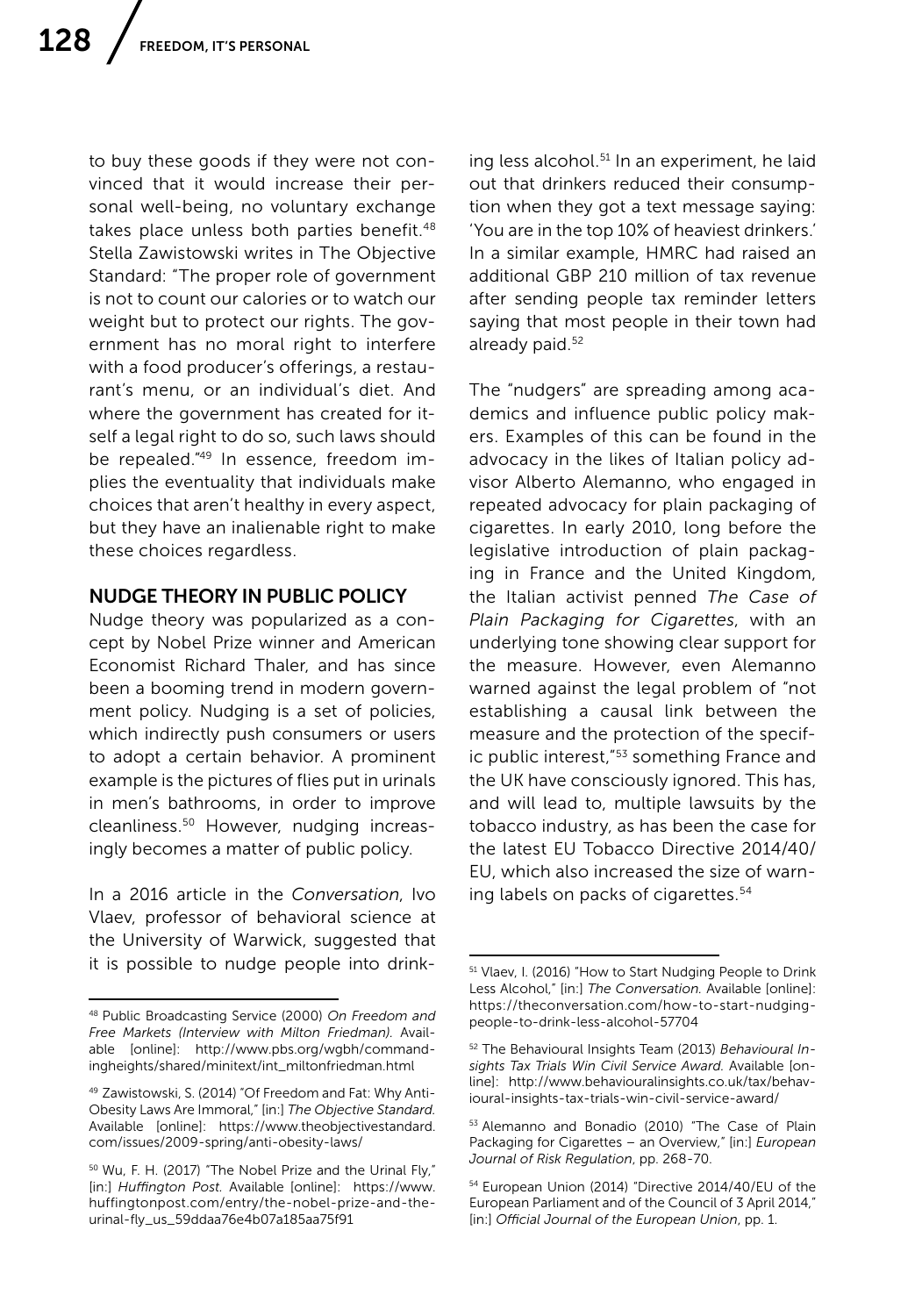to buy these goods if they were not convinced that it would increase their personal well-being, no voluntary exchange takes place unless both parties benefit.[48] Stella Zawistowski writes in The Objective Standard: "The proper role of government is not to count our calories or to watch our weight but to protect our rights. The government has no moral right to interfere with a food producer's offerings, a restaurant's menu, or an individual's diet. And where the government has created for itself a legal right to do so, such laws should be repealed."[49] In essence, freedom implies the eventuality that individuals make choices that aren't healthy in every aspect, but they have an inalienable right to make these choices regardless.

## NUDGE THEORY IN PUBLIC POLICY

Nudge theory was popularized as a concept by Nobel Prize winner and American Economist Richard Thaler, and has since been a booming trend in modern government policy. Nudging is a set of policies, which indirectly push consumers or users to adopt a certain behavior. A prominent example is the pictures of flies put in urinals in men's bathrooms, in order to improve cleanliness.[50] However, nudging increasingly becomes a matter of public policy.

In a 2016 article in the *Conversation*, Ivo Vlaev, professor of behavioral science at the University of Warwick, suggested that it is possible to nudge people into drinking less alcohol.[51] In an experiment, he laid out that drinkers reduced their consumption when they got a text message saying: 'You are in the top 10% of heaviest drinkers.' In a similar example, HMRC had raised an additional GBP 210 million of tax revenue after sending people tax reminder letters saying that most people in their town had already paid.[52]

The "nudgers" are spreading among academics and influence public policy makers. Examples of this can be found in the advocacy in the likes of Italian policy advisor Alberto Alemanno, who engaged in repeated advocacy for plain packaging of cigarettes. In early 2010, long before the legislative introduction of plain packaging in France and the United Kingdom, the Italian activist penned *The Case of Plain Packaging for Cigarettes*, with an underlying tone showing clear support for the measure. However, even Alemanno warned against the legal problem of "not establishing a causal link between the measure and the protection of the specific public interest,"[53] something France and the UK have consciously ignored. This has, and will lead to, multiple lawsuits by the tobacco industry, as has been the case for the latest EU Tobacco Directive 2014/40/EU, which also increased the size of warning labels on packs of cigarettes.[54]

---

[48] Public Broadcasting Service (2000) *On Freedom and Free Markets (Interview with Milton Friedman).* Available [online]: http://www.pbs.org/wgbh/commandingheights/shared/minitext/int_miltonfriedman.html

[49] Zawistowski, S. (2014) "Of Freedom and Fat: Why Anti-Obesity Laws Are Immoral," [in:] *The Objective Standard.* Available [online]: https://www.theobjectivestandard.com/issues/2009-spring/anti-obesity-laws/

[50] Wu, F. H. (2017) "The Nobel Prize and the Urinal Fly," [in:] *Huffington Post.* Available [online]: https://www.huffingtonpost.com/entry/the-nobel-prize-and-the-urinal-fly_us_59ddaa76e4b07a185aa75f91

[51] Vlaev, I. (2016) "How to Start Nudging People to Drink Less Alcohol," [in:] *The Conversation.* Available [online]: https://theconversation.com/how-to-start-nudging-people-to-drink-less-alcohol-57704

[52] The Behavioural Insights Team (2013) *Behavioural Insights Tax Trials Win Civil Service Award.* Available [online]: http://www.behaviouralinsights.co.uk/tax/behavioural-insights-tax-trials-win-civil-service-award/

[53] Alemanno and Bonadio (2010) "The Case of Plain Packaging for Cigarettes – an Overview," [in:] *European Journal of Risk Regulation*, pp. 268-70.

[54] European Union (2014) "Directive 2014/40/EU of the European Parliament and of the Council of 3 April 2014," [in:] *Official Journal of the European Union*, pp. 1.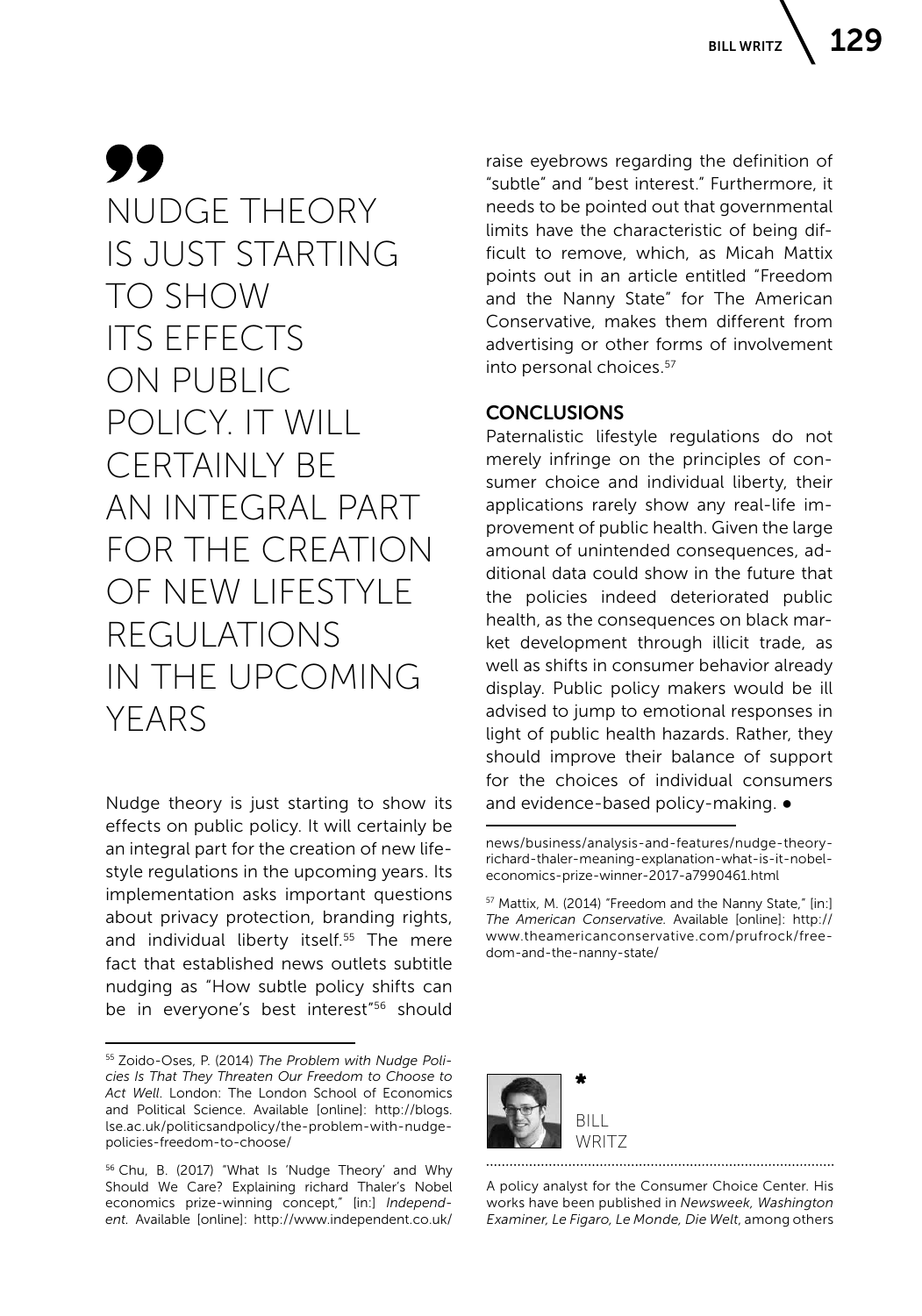> NUDGE THEORY IS JUST STARTING TO SHOW ITS EFFECTS ON PUBLIC POLICY. IT WILL CERTAINLY BE AN INTEGRAL PART FOR THE CREATION OF NEW LIFESTYLE REGULATIONS IN THE UPCOMING YEARS

Nudge theory is just starting to show its effects on public policy. It will certainly be an integral part for the creation of new lifestyle regulations in the upcoming years. Its implementation asks important questions about privacy protection, branding rights, and individual liberty itself.[55] The mere fact that established news outlets subtitle nudging as "How subtle policy shifts can be in everyone's best interest"[56] should raise eyebrows regarding the definition of "subtle" and "best interest." Furthermore, it needs to be pointed out that governmental limits have the characteristic of being difficult to remove, which, as Micah Mattix points out in an article entitled "Freedom and the Nanny State" for The American Conservative, makes them different from advertising or other forms of involvement into personal choices.[57]

## CONCLUSIONS

Paternalistic lifestyle regulations do not merely infringe on the principles of consumer choice and individual liberty, their applications rarely show any real-life improvement of public health. Given the large amount of unintended consequences, additional data could show in the future that the policies indeed deteriorated public health, as the consequences on black market development through illicit trade, as well as shifts in consumer behavior already display. Public policy makers would be ill advised to jump to emotional responses in light of public health hazards. Rather, they should improve their balance of support for the choices of individual consumers and evidence-based policy-making. ●

---

[55] Zoido-Oses, P. (2014) *The Problem with Nudge Policies Is That They Threaten Our Freedom to Choose to Act Well*. London: The London School of Economics and Political Science. Available [online]: http://blogs.lse.ac.uk/politicsandpolicy/the-problem-with-nudge-policies-freedom-to-choose/

[56] Chu, B. (2017) "What Is 'Nudge Theory' and Why Should We Care? Explaining richard Thaler's Nobel economics prize-winning concept," [in:] *Independent*. Available [online]: http://www.independent.co.uk/news/business/analysis-and-features/nudge-theory-richard-thaler-meaning-explanation-what-is-it-nobel-economics-prize-winner-2017-a7990461.html

[57] Mattix, M. (2014) "Freedom and the Nanny State," [in:] *The American Conservative*. Available [online]: http://www.theamericanconservative.com/prufrock/freedom-and-the-nanny-state/

---

*

BILL WRITZ

A policy analyst for the Consumer Choice Center. His works have been published in *Newsweek, Washington Examiner, Le Figaro, Le Monde, Die Welt*, among others